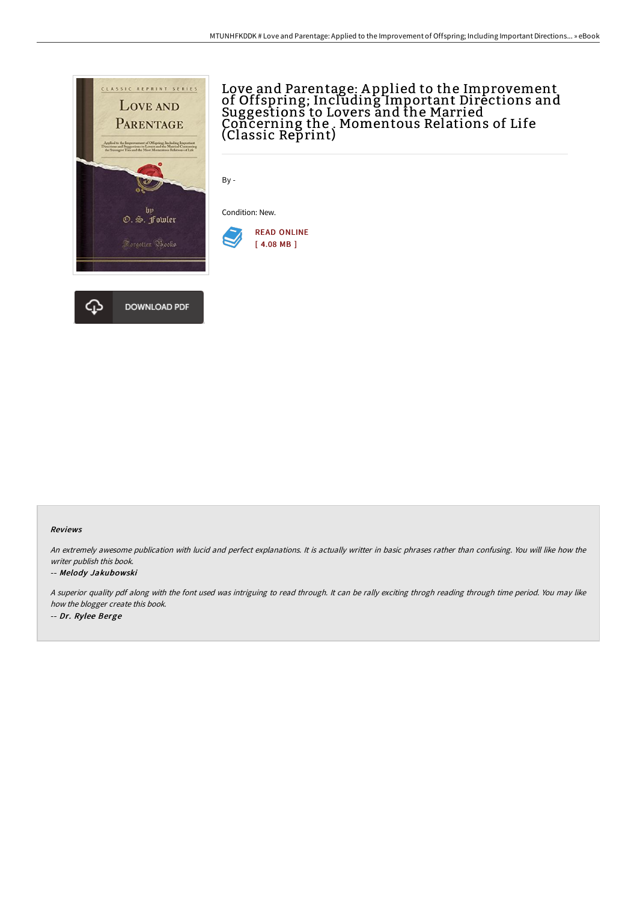# Love and Parentage: Applied to the Improvement of Offspring; Including Important Directions and Suggestions to Lovers and the Married Concerning the . Momentous Relations of Life (Classic Reprint)

By -

Condition: New.

READ ONLINE
[ 4.08 MB ]

DOWNLOAD PDF

### Reviews

*An extremely awesome publication with lucid and perfect explanations. It is actually writter in basic phrases rather than confusing. You will like how the writer publish this book.*

-- ***Melody Jakubowski***

*A superior quality pdf along with the font used was intriguing to read through. It can be rally exciting throgh reading through time period. You may like how the blogger create this book.*

-- ***Dr. Rylee Berge***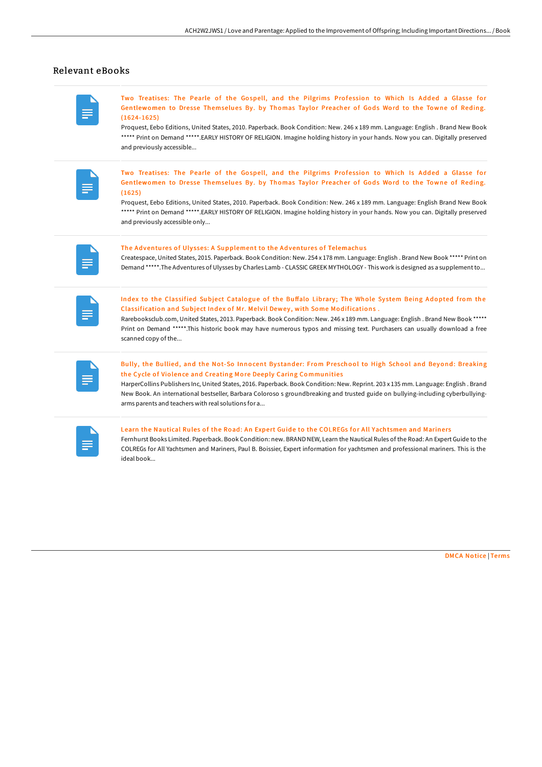## Relevant eBooks

Two Treatises: The Pearle of the Gospell, and the Pilgrims Profession to Which Is Added a Glasse for Gentlewomen to Dresse Themselues By. by Thomas Taylor Preacher of Gods Word to the Towne of Reding. (1624-1625)

Proquest, Eebo Editions, United States, 2010. Paperback. Book Condition: New. 246 x 189 mm. Language: English . Brand New Book ***** Print on Demand *****.EARLY HISTORY OF RELIGION. Imagine holding history in your hands. Now you can. Digitally preserved and previously accessible...

Two Treatises: The Pearle of the Gospell, and the Pilgrims Profession to Which Is Added a Glasse for Gentlewomen to Dresse Themselues By. by Thomas Taylor Preacher of Gods Word to the Towne of Reding. (1625)

Proquest, Eebo Editions, United States, 2010. Paperback. Book Condition: New. 246 x 189 mm. Language: English Brand New Book ***** Print on Demand *****.EARLY HISTORY OF RELIGION. Imagine holding history in your hands. Now you can. Digitally preserved and previously accessible only...

The Adventures of Ulysses: A Supplement to the Adventures of Telemachus

Createspace, United States, 2015. Paperback. Book Condition: New. 254 x 178 mm. Language: English . Brand New Book ***** Print on Demand *****.The Adventures of Ulysses by Charles Lamb - CLASSIC GREEK MYTHOLOGY - This work is designed as a supplement to...

Index to the Classified Subject Catalogue of the Buffalo Library; The Whole System Being Adopted from the Classification and Subject Index of Mr. Melvil Dewey, with Some Modifications .

Rarebooksclub.com, United States, 2013. Paperback. Book Condition: New. 246 x 189 mm. Language: English . Brand New Book ***** Print on Demand *****.This historic book may have numerous typos and missing text. Purchasers can usually download a free scanned copy of the...

Bully, the Bullied, and the Not-So Innocent Bystander: From Preschool to High School and Beyond: Breaking the Cycle of Violence and Creating More Deeply Caring Communities

HarperCollins Publishers Inc, United States, 2016. Paperback. Book Condition: New. Reprint. 203 x 135 mm. Language: English . Brand New Book. An international bestseller, Barbara Coloroso s groundbreaking and trusted guide on bullying-including cyberbullying-arms parents and teachers with real solutions for a...

Learn the Nautical Rules of the Road: An Expert Guide to the COLREGs for All Yachtsmen and Mariners

Fernhurst Books Limited. Paperback. Book Condition: new. BRAND NEW, Learn the Nautical Rules of the Road: An Expert Guide to the COLREGs for All Yachtsmen and Mariners, Paul B. Boissier, Expert information for yachtsmen and professional mariners. This is the ideal book...

DMCA Notice | Terms